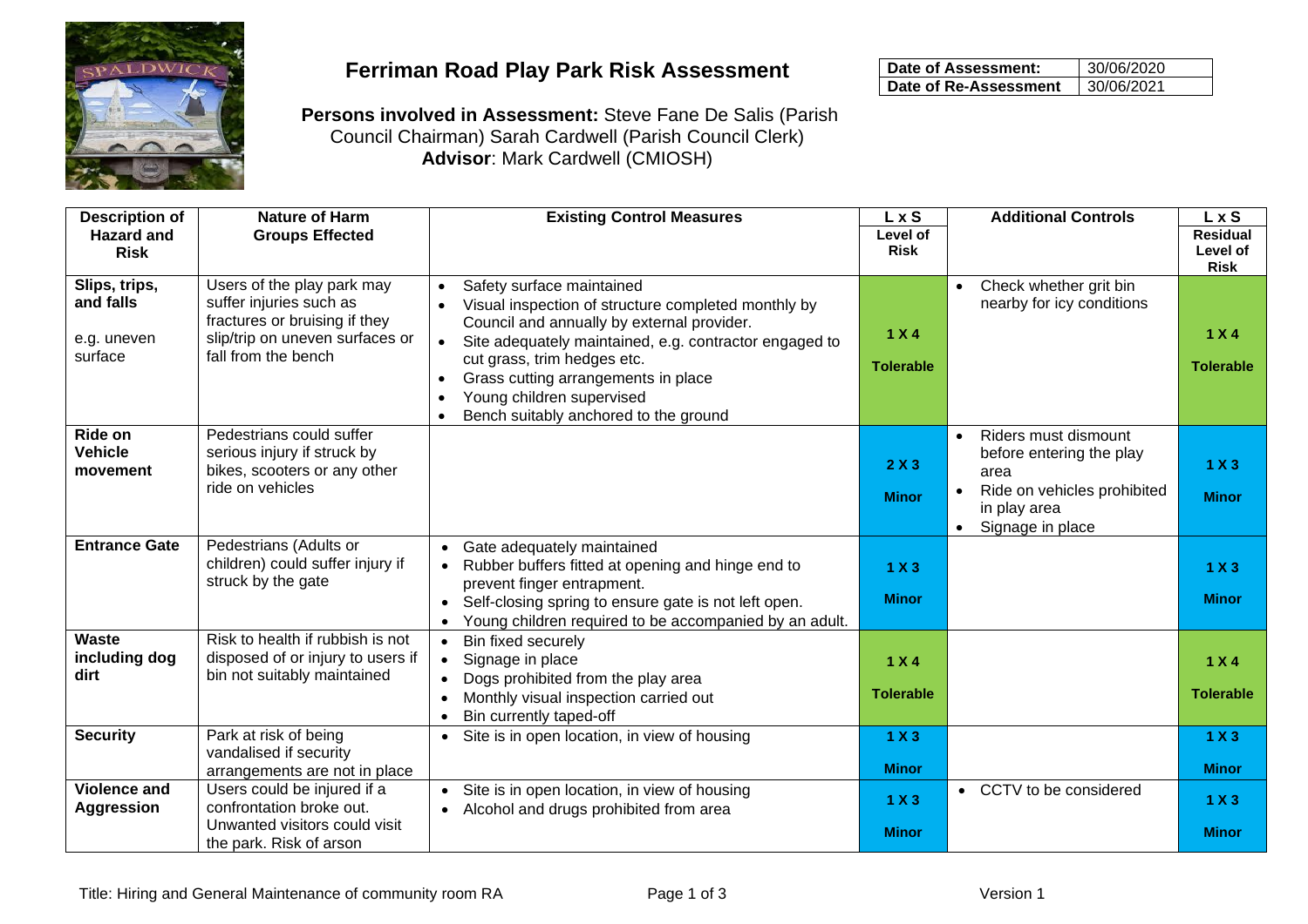# Ferriman Road Play Park Risk Assessment

| Date of Assessment: | 30/06/2020 |
|---|---|
| Date of Re-Assessment | 30/06/2021 |

**Persons involved in Assessment:** Steve Fane De Salis (Parish Council Chairman) Sarah Cardwell (Parish Council Clerk)
**Advisor**: Mark Cardwell (CMIOSH)

| Description of Hazard and Risk | Nature of Harm Groups Effected | Existing Control Measures | L x S Level of Risk | Additional Controls | L x S Residual Level of Risk |
|---|---|---|---|---|---|
| **Slips, trips, and falls**<br><br>e.g. uneven surface | Users of the play park may suffer injuries such as fractures or bruising if they slip/trip on uneven surfaces or fall from the bench | • Safety surface maintained<br>• Visual inspection of structure completed monthly by Council and annually by external provider.<br>• Site adequately maintained, e.g. contractor engaged to cut grass, trim hedges etc.<br>• Grass cutting arrangements in place<br>• Young children supervised<br>• Bench suitably anchored to the ground | **1 X 4**<br><br>**Tolerable** | • Check whether grit bin nearby for icy conditions | **1 X 4**<br><br>**Tolerable** |
| **Ride on Vehicle movement** | Pedestrians could suffer serious injury if struck by bikes, scooters or any other ride on vehicles | | **2 X 3**<br><br>**Minor** | • Riders must dismount before entering the play area<br>• Ride on vehicles prohibited in play area<br>• Signage in place | **1 X 3**<br><br>**Minor** |
| **Entrance Gate** | Pedestrians (Adults or children) could suffer injury if struck by the gate | • Gate adequately maintained<br>• Rubber buffers fitted at opening and hinge end to prevent finger entrapment.<br>• Self-closing spring to ensure gate is not left open.<br>• Young children required to be accompanied by an adult. | **1 X 3**<br><br>**Minor** | | **1 X 3**<br><br>**Minor** |
| **Waste including dog dirt** | Risk to health if rubbish is not disposed of or injury to users if bin not suitably maintained | • Bin fixed securely<br>• Signage in place<br>• Dogs prohibited from the play area<br>• Monthly visual inspection carried out<br>• Bin currently taped-off | **1 X 4**<br><br>**Tolerable** | | **1 X 4**<br><br>**Tolerable** |
| **Security** | Park at risk of being vandalised if security arrangements are not in place | • Site is in open location, in view of housing | **1 X 3**<br><br>**Minor** | | **1 X 3**<br><br>**Minor** |
| **Violence and Aggression** | Users could be injured if a confrontation broke out. Unwanted visitors could visit the park. Risk of arson | • Site is in open location, in view of housing<br>• Alcohol and drugs prohibited from area | **1 X 3**<br><br>**Minor** | • CCTV to be considered | **1 X 3**<br><br>**Minor** |

Title: Hiring and General Maintenance of community room RA

Version 1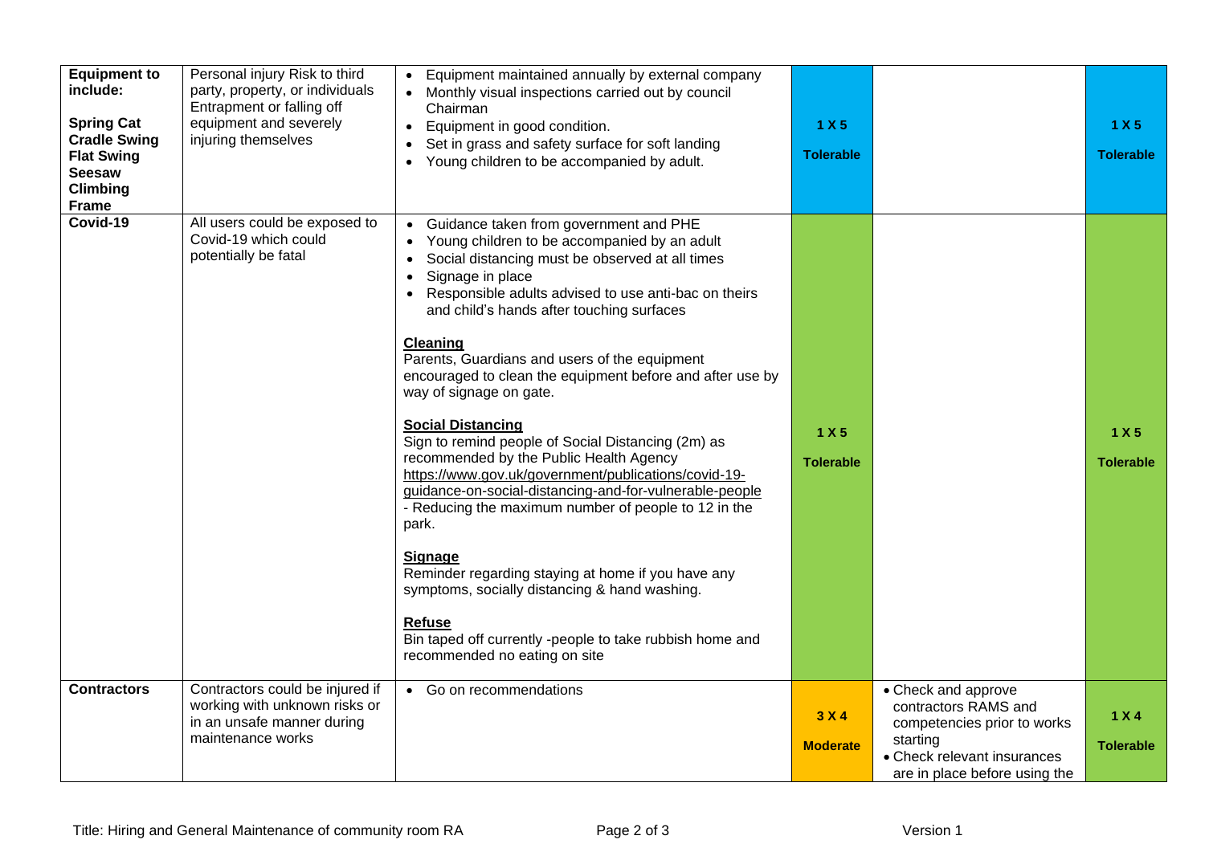| **Equipment to include:**<br><br>**Spring Cat**<br>**Cradle Swing**<br>**Flat Swing**<br>**Seesaw**<br>**Climbing Frame** | Personal injury Risk to third party, property, or individuals Entrapment or falling off equipment and severely injuring themselves | • Equipment maintained annually by external company<br>• Monthly visual inspections carried out by council Chairman<br>• Equipment in good condition.<br>• Set in grass and safety surface for soft landing<br>• Young children to be accompanied by adult. | **1 X 5**<br><br>**Tolerable** | | **1 X 5**<br><br>**Tolerable** |
|---|---|---|---|---|---|
| **Covid-19** | All users could be exposed to Covid-19 which could potentially be fatal | • Guidance taken from government and PHE<br>• Young children to be accompanied by an adult<br>• Social distancing must be observed at all times<br>• Signage in place<br>• Responsible adults advised to use anti-bac on theirs and child's hands after touching surfaces<br><br>**Cleaning**<br>Parents, Guardians and users of the equipment encouraged to clean the equipment before and after use by way of signage on gate.<br><br>**Social Distancing**<br>Sign to remind people of Social Distancing (2m) as recommended by the Public Health Agency https://www.gov.uk/government/publications/covid-19-guidance-on-social-distancing-and-for-vulnerable-people<br>- Reducing the maximum number of people to 12 in the park.<br><br>**Signage**<br>Reminder regarding staying at home if you have any symptoms, socially distancing & hand washing.<br><br>**Refuse**<br>Bin taped off currently -people to take rubbish home and recommended no eating on site | **1 X 5**<br><br>**Tolerable** | | **1 X 5**<br><br>**Tolerable** |
| **Contractors** | Contractors could be injured if working with unknown risks or in an unsafe manner during maintenance works | • Go on recommendations | **3 X 4**<br><br>**Moderate** | • Check and approve contractors RAMS and competencies prior to works starting<br>• Check relevant insurances are in place before using the | **1 X 4**<br><br>**Tolerable** |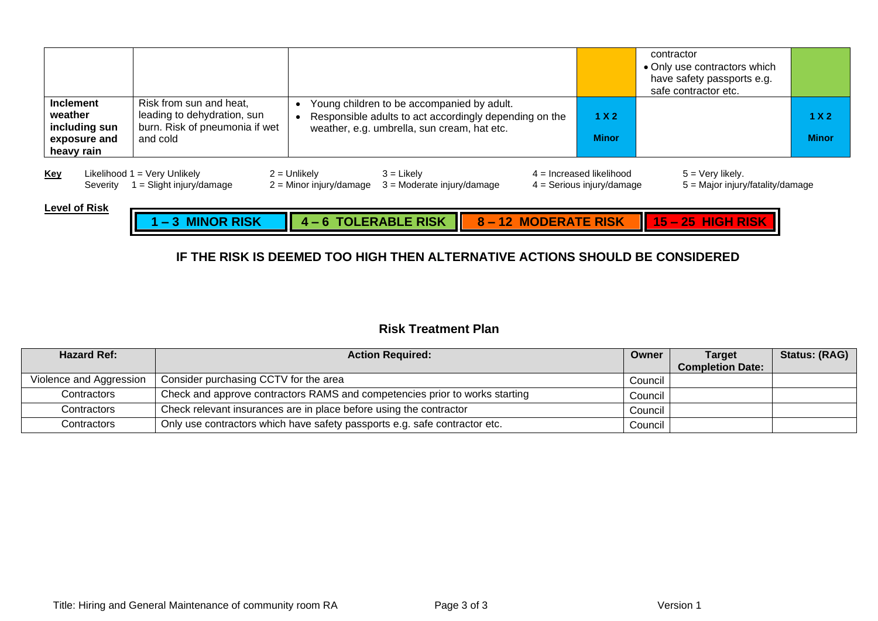| | | | | | |
|---|---|---|---|---|---|
| | | | | contractor<br>• Only use contractors which have safety passports e.g. safe contractor etc. | |
| **Inclement weather including sun exposure and heavy rain** | Risk from sun and heat, leading to dehydration, sun burn. Risk of pneumonia if wet and cold | • Young children to be accompanied by adult.<br>• Responsible adults to act accordingly depending on the weather, e.g. umbrella, sun cream, hat etc. | **1 X 2**<br><br>**Minor** | | **1 X 2**<br><br>**Minor** |

**Key**

Likelihood 1 = Very Unlikely; 2 = Unlikely; 3 = Likely; 4 = Increased likelihood; 5 = Very likely.

Severity 1 = Slight injury/damage; 2 = Minor injury/damage; 3 = Moderate injury/damage; 4 = Serious injury/damage; 5 = Major injury/fatality/damage

**Level of Risk**

| | | | |
|---|---|---|---|
| **1 – 3 MINOR RISK** | **4 – 6 TOLERABLE RISK** | **8 – 12 MODERATE RISK** | **15 – 25 HIGH RISK** |

**IF THE RISK IS DEEMED TOO HIGH THEN ALTERNATIVE ACTIONS SHOULD BE CONSIDERED**

## Risk Treatment Plan

| Hazard Ref: | Action Required: | Owner | Target Completion Date: | Status: (RAG) |
|---|---|---|---|---|
| Violence and Aggression | Consider purchasing CCTV for the area | Council | | |
| Contractors | Check and approve contractors RAMS and competencies prior to works starting | Council | | |
| Contractors | Check relevant insurances are in place before using the contractor | Council | | |
| Contractors | Only use contractors which have safety passports e.g. safe contractor etc. | Council | | |